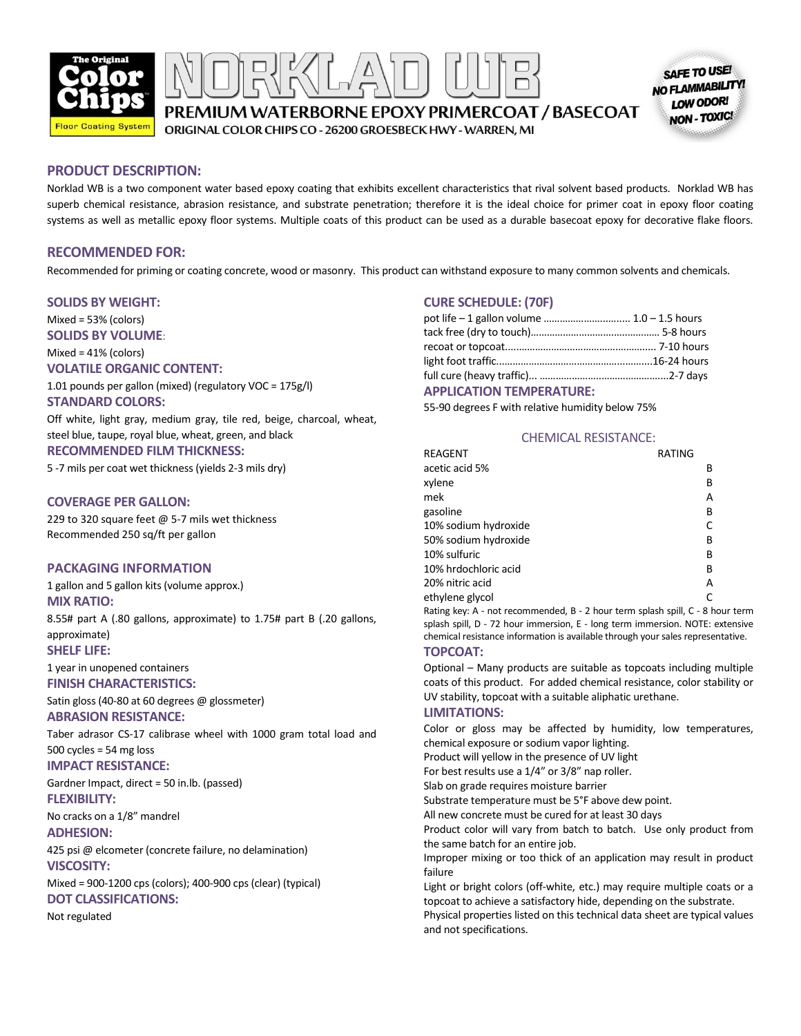# NORKLAD WB

**The Original Color Chips** — Floor Coating System

## PREMIUM WATERBORNE EPOXY PRIMERCOAT / BASECOAT

ORIGINAL COLOR CHIPS CO - 26200 GROESBECK HWY - WARREN, MI

SAFE TO USE! NO FLAMMABILITY! LOW ODOR! NON - TOXIC!

## PRODUCT DESCRIPTION:

Norklad WB is a two component water based epoxy coating that exhibits excellent characteristics that rival solvent based products. Norklad WB has superb chemical resistance, abrasion resistance, and substrate penetration; therefore it is the ideal choice for primer coat in epoxy floor coating systems as well as metallic epoxy floor systems. Multiple coats of this product can be used as a durable basecoat epoxy for decorative flake floors.

## RECOMMENDED FOR:

Recommended for priming or coating concrete, wood or masonry. This product can withstand exposure to many common solvents and chemicals.

### SOLIDS BY WEIGHT:

Mixed = 53% (colors)

### SOLIDS BY VOLUME:

Mixed = 41% (colors)

### VOLATILE ORGANIC CONTENT:

1.01 pounds per gallon (mixed) (regulatory VOC = 175g/l)

### STANDARD COLORS:

Off white, light gray, medium gray, tile red, beige, charcoal, wheat, steel blue, taupe, royal blue, wheat, green, and black

### RECOMMENDED FILM THICKNESS:

5 -7 mils per coat wet thickness (yields 2-3 mils dry)

### COVERAGE PER GALLON:

229 to 320 square feet @ 5-7 mils wet thickness
Recommended 250 sq/ft per gallon

### PACKAGING INFORMATION

1 gallon and 5 gallon kits (volume approx.)

### MIX RATIO:

8.55# part A (.80 gallons, approximate) to 1.75# part B (.20 gallons, approximate)

### SHELF LIFE:

1 year in unopened containers

### FINISH CHARACTERISTICS:

Satin gloss (40-80 at 60 degrees @ glossmeter)

### ABRASION RESISTANCE:

Taber adrasor CS-17 calibrase wheel with 1000 gram total load and 500 cycles = 54 mg loss

### IMPACT RESISTANCE:

Gardner Impact, direct = 50 in.lb. (passed)

### FLEXIBILITY:

No cracks on a 1/8" mandrel

### ADHESION:

425 psi @ elcometer (concrete failure, no delamination)

### VISCOSITY:

Mixed = 900-1200 cps (colors); 400-900 cps (clear) (typical)

### DOT CLASSIFICATIONS:

Not regulated

### CURE SCHEDULE: (70F)

pot life – 1 gallon volume ............................... 1.0 – 1.5 hours
tack free (dry to touch)............................................. 5-8 hours
recoat or topcoat...................................................... 7-10 hours
light foot traffic.........................................................16-24 hours
full cure (heavy traffic)... ...............................................2-7 days

### APPLICATION TEMPERATURE:

55-90 degrees F with relative humidity below 75%

### CHEMICAL RESISTANCE:

| REAGENT | RATING |
|---|---|
| acetic acid 5% | B |
| xylene | B |
| mek | A |
| gasoline | B |
| 10% sodium hydroxide | C |
| 50% sodium hydroxide | B |
| 10% sulfuric | B |
| 10% hrdochloric acid | B |
| 20% nitric acid | A |
| ethylene glycol | C |

Rating key: A - not recommended, B - 2 hour term splash spill, C - 8 hour term splash spill, D - 72 hour immersion, E - long term immersion. NOTE: extensive chemical resistance information is available through your sales representative.

### TOPCOAT:

Optional – Many products are suitable as topcoats including multiple coats of this product. For added chemical resistance, color stability or UV stability, topcoat with a suitable aliphatic urethane.

### LIMITATIONS:

Color or gloss may be affected by humidity, low temperatures, chemical exposure or sodium vapor lighting.
Product will yellow in the presence of UV light
For best results use a 1/4" or 3/8" nap roller.
Slab on grade requires moisture barrier
Substrate temperature must be 5°F above dew point.
All new concrete must be cured for at least 30 days
Product color will vary from batch to batch. Use only product from the same batch for an entire job.
Improper mixing or too thick of an application may result in product failure
Light or bright colors (off-white, etc.) may require multiple coats or a topcoat to achieve a satisfactory hide, depending on the substrate.
Physical properties listed on this technical data sheet are typical values and not specifications.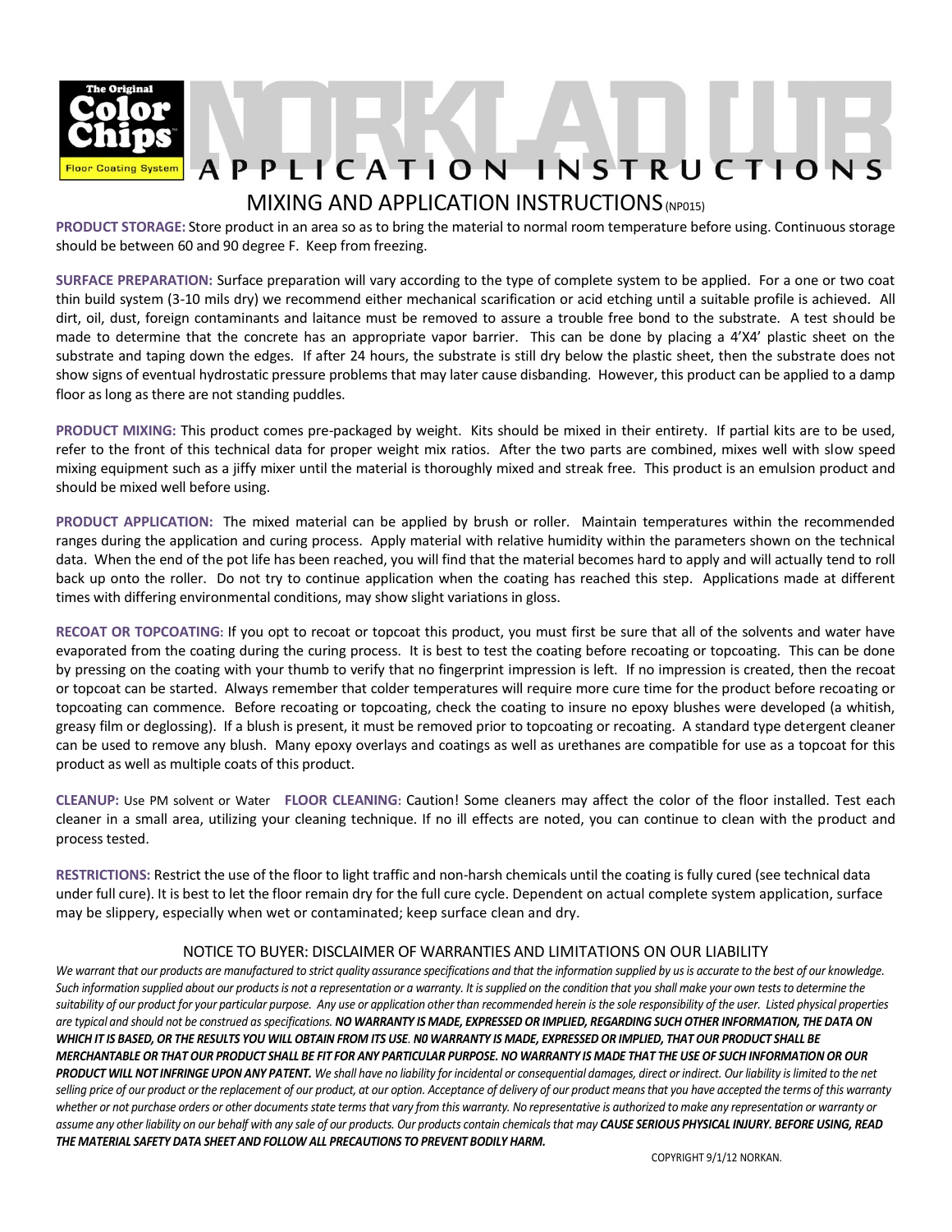# NORKLAD WB APPLICATION INSTRUCTIONS

## MIXING AND APPLICATION INSTRUCTIONS (NP015)

**PRODUCT STORAGE:** Store product in an area so as to bring the material to normal room temperature before using. Continuous storage should be between 60 and 90 degree F. Keep from freezing.

**SURFACE PREPARATION:** Surface preparation will vary according to the type of complete system to be applied. For a one or two coat thin build system (3-10 mils dry) we recommend either mechanical scarification or acid etching until a suitable profile is achieved. All dirt, oil, dust, foreign contaminants and laitance must be removed to assure a trouble free bond to the substrate. A test should be made to determine that the concrete has an appropriate vapor barrier. This can be done by placing a 4'X4' plastic sheet on the substrate and taping down the edges. If after 24 hours, the substrate is still dry below the plastic sheet, then the substrate does not show signs of eventual hydrostatic pressure problems that may later cause disbanding. However, this product can be applied to a damp floor as long as there are not standing puddles.

**PRODUCT MIXING:** This product comes pre-packaged by weight. Kits should be mixed in their entirety. If partial kits are to be used, refer to the front of this technical data for proper weight mix ratios. After the two parts are combined, mixes well with slow speed mixing equipment such as a jiffy mixer until the material is thoroughly mixed and streak free. This product is an emulsion product and should be mixed well before using.

**PRODUCT APPLICATION:** The mixed material can be applied by brush or roller. Maintain temperatures within the recommended ranges during the application and curing process. Apply material with relative humidity within the parameters shown on the technical data. When the end of the pot life has been reached, you will find that the material becomes hard to apply and will actually tend to roll back up onto the roller. Do not try to continue application when the coating has reached this step. Applications made at different times with differing environmental conditions, may show slight variations in gloss.

**RECOAT OR TOPCOATING:** If you opt to recoat or topcoat this product, you must first be sure that all of the solvents and water have evaporated from the coating during the curing process. It is best to test the coating before recoating or topcoating. This can be done by pressing on the coating with your thumb to verify that no fingerprint impression is left. If no impression is created, then the recoat or topcoat can be started. Always remember that colder temperatures will require more cure time for the product before recoating or topcoating can commence. Before recoating or topcoating, check the coating to insure no epoxy blushes were developed (a whitish, greasy film or deglossing). If a blush is present, it must be removed prior to topcoating or recoating. A standard type detergent cleaner can be used to remove any blush. Many epoxy overlays and coatings as well as urethanes are compatible for use as a topcoat for this product as well as multiple coats of this product.

**CLEANUP:** Use PM solvent or Water **FLOOR CLEANING:** Caution! Some cleaners may affect the color of the floor installed. Test each cleaner in a small area, utilizing your cleaning technique. If no ill effects are noted, you can continue to clean with the product and process tested.

**RESTRICTIONS:** Restrict the use of the floor to light traffic and non-harsh chemicals until the coating is fully cured (see technical data under full cure). It is best to let the floor remain dry for the full cure cycle. Dependent on actual complete system application, surface may be slippery, especially when wet or contaminated; keep surface clean and dry.

### NOTICE TO BUYER: DISCLAIMER OF WARRANTIES AND LIMITATIONS ON OUR LIABILITY

*We warrant that our products are manufactured to strict quality assurance specifications and that the information supplied by us is accurate to the best of our knowledge. Such information supplied about our products is not a representation or a warranty. It is supplied on the condition that you shall make your own tests to determine the suitability of our product for your particular purpose. Any use or application other than recommended herein is the sole responsibility of the user. Listed physical properties are typical and should not be construed as specifications.* ***NO WARRANTY IS MADE, EXPRESSED OR IMPLIED, REGARDING SUCH OTHER INFORMATION, THE DATA ON WHICH IT IS BASED, OR THE RESULTS YOU WILL OBTAIN FROM ITS USE. NO WARRANTY IS MADE, EXPRESSED OR IMPLIED, THAT OUR PRODUCT SHALL BE MERCHANTABLE OR THAT OUR PRODUCT SHALL BE FIT FOR ANY PARTICULAR PURPOSE. NO WARRANTY IS MADE THAT THE USE OF SUCH INFORMATION OR OUR PRODUCT WILL NOT INFRINGE UPON ANY PATENT.*** *We shall have no liability for incidental or consequential damages, direct or indirect. Our liability is limited to the net selling price of our product or the replacement of our product, at our option. Acceptance of delivery of our product means that you have accepted the terms of this warranty whether or not purchase orders or other documents state terms that vary from this warranty. No representative is authorized to make any representation or warranty or assume any other liability on our behalf with any sale of our products. Our products contain chemicals that may* ***CAUSE SERIOUS PHYSICAL INJURY. BEFORE USING, READ THE MATERIAL SAFETY DATA SHEET AND FOLLOW ALL PRECAUTIONS TO PREVENT BODILY HARM.***

COPYRIGHT 9/1/12 NORKAN.